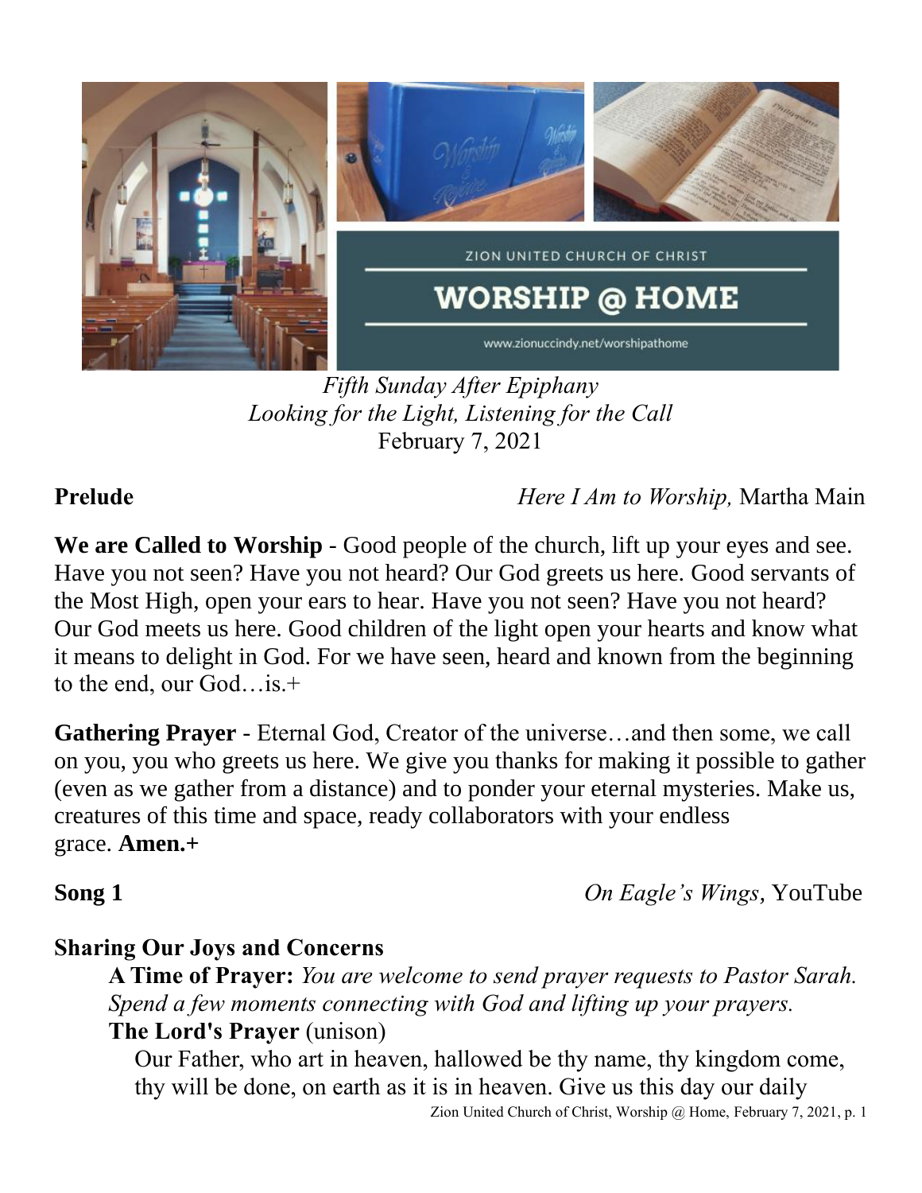ZION UNITED CHURCH OF CHRIST

# WORSHIP @ HOME

www.zionuccindy.net/worshipathome

*Fifth Sunday After Epiphany*
*Looking for the Light, Listening for the Call*
February 7, 2021

**Prelude** *Here I Am to Worship,* Martha Main

**We are Called to Worship** - Good people of the church, lift up your eyes and see. Have you not seen? Have you not heard? Our God greets us here. Good servants of the Most High, open your ears to hear. Have you not seen? Have you not heard? Our God meets us here. Good children of the light open your hearts and know what it means to delight in God. For we have seen, heard and known from the beginning to the end, our God…is.+

**Gathering Prayer** - Eternal God, Creator of the universe…and then some, we call on you, you who greets us here. We give you thanks for making it possible to gather (even as we gather from a distance) and to ponder your eternal mysteries. Make us, creatures of this time and space, ready collaborators with your endless grace. **Amen.+**

**Song 1** *On Eagle's Wings,* YouTube

**Sharing Our Joys and Concerns**

**A Time of Prayer:** *You are welcome to send prayer requests to Pastor Sarah. Spend a few moments connecting with God and lifting up your prayers.*

**The Lord's Prayer** (unison)

Our Father, who art in heaven, hallowed be thy name, thy kingdom come, thy will be done, on earth as it is in heaven. Give us this day our daily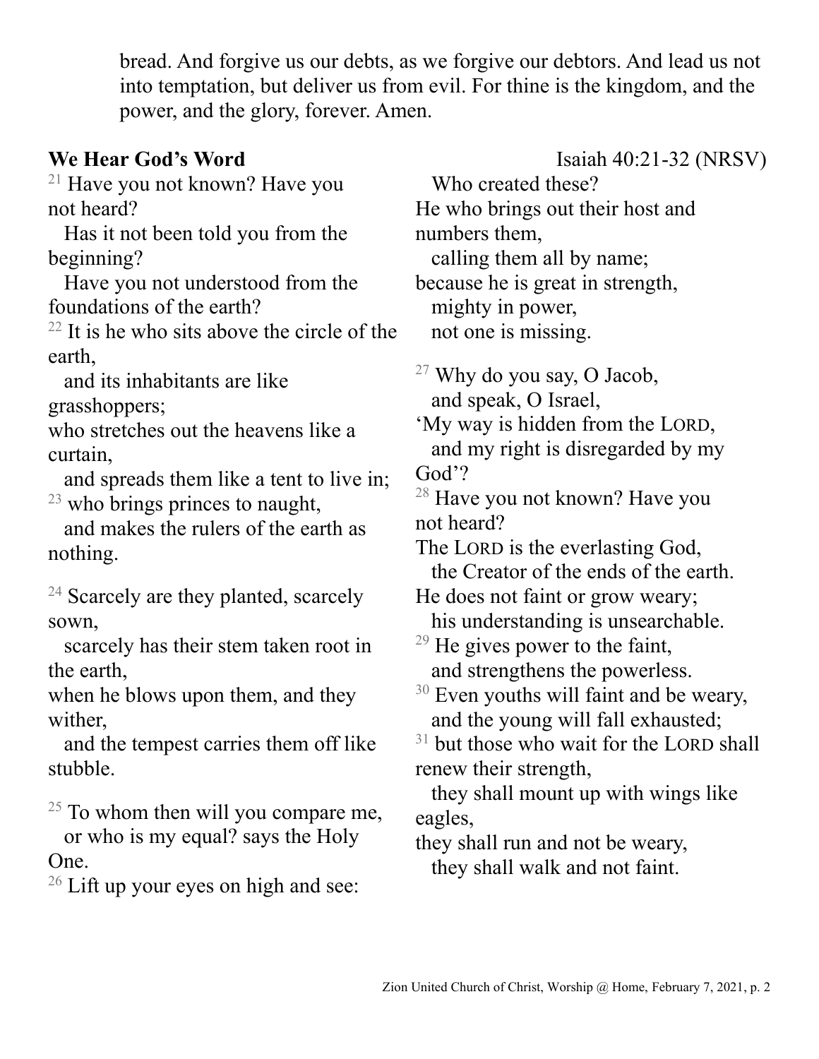bread. And forgive us our debts, as we forgive our debtors. And lead us not into temptation, but deliver us from evil. For thine is the kingdom, and the power, and the glory, forever. Amen.

**We Hear God's Word** Isaiah 40:21-32 (NRSV)

[21] Have you not known? Have you not heard?
Has it not been told you from the beginning?
Have you not understood from the foundations of the earth?
[22] It is he who sits above the circle of the earth,
and its inhabitants are like grasshoppers;
who stretches out the heavens like a curtain,
and spreads them like a tent to live in;
[23] who brings princes to naught,
and makes the rulers of the earth as nothing.

[24] Scarcely are they planted, scarcely sown,
scarcely has their stem taken root in the earth,
when he blows upon them, and they wither,
and the tempest carries them off like stubble.

[25] To whom then will you compare me,
or who is my equal? says the Holy One.
[26] Lift up your eyes on high and see:
Who created these?
He who brings out their host and numbers them,
calling them all by name;
because he is great in strength,
mighty in power,
not one is missing.

[27] Why do you say, O Jacob,
and speak, O Israel,
'My way is hidden from the LORD,
and my right is disregarded by my God'?
[28] Have you not known? Have you not heard?
The LORD is the everlasting God,
the Creator of the ends of the earth.
He does not faint or grow weary;
his understanding is unsearchable.
[29] He gives power to the faint,
and strengthens the powerless.
[30] Even youths will faint and be weary,
and the young will fall exhausted;
[31] but those who wait for the LORD shall renew their strength,
they shall mount up with wings like eagles,
they shall run and not be weary,
they shall walk and not faint.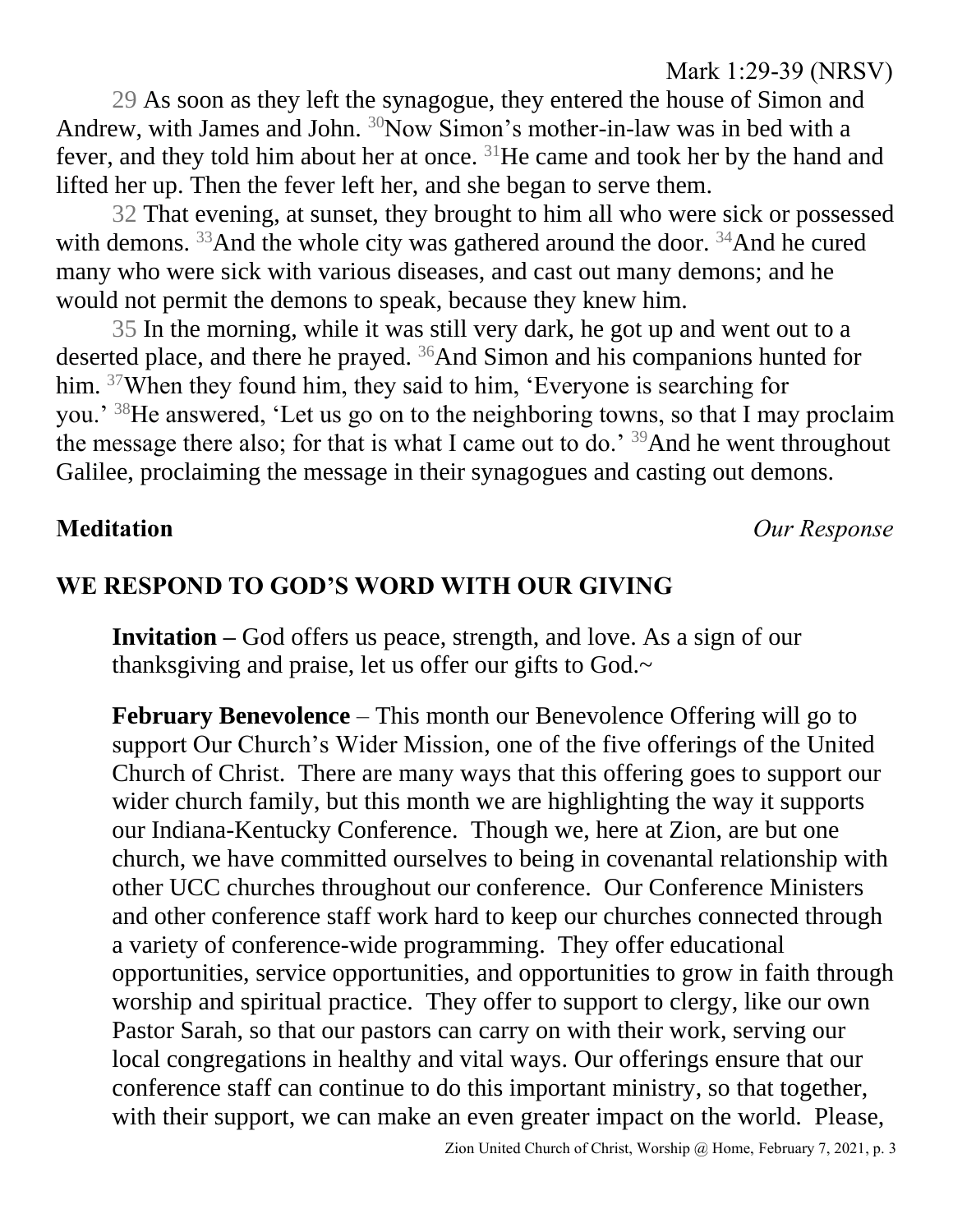Mark 1:29-39 (NRSV)

29 As soon as they left the synagogue, they entered the house of Simon and Andrew, with James and John. [30]Now Simon's mother-in-law was in bed with a fever, and they told him about her at once. [31]He came and took her by the hand and lifted her up. Then the fever left her, and she began to serve them.

32 That evening, at sunset, they brought to him all who were sick or possessed with demons. [33]And the whole city was gathered around the door. [34]And he cured many who were sick with various diseases, and cast out many demons; and he would not permit the demons to speak, because they knew him.

35 In the morning, while it was still very dark, he got up and went out to a deserted place, and there he prayed. [36]And Simon and his companions hunted for him. [37]When they found him, they said to him, 'Everyone is searching for you.' [38]He answered, 'Let us go on to the neighboring towns, so that I may proclaim the message there also; for that is what I came out to do.' [39]And he went throughout Galilee, proclaiming the message in their synagogues and casting out demons.

**Meditation** *Our Response*

## WE RESPOND TO GOD'S WORD WITH OUR GIVING

**Invitation –** God offers us peace, strength, and love. As a sign of our thanksgiving and praise, let us offer our gifts to God.~

**February Benevolence** – This month our Benevolence Offering will go to support Our Church's Wider Mission, one of the five offerings of the United Church of Christ. There are many ways that this offering goes to support our wider church family, but this month we are highlighting the way it supports our Indiana-Kentucky Conference. Though we, here at Zion, are but one church, we have committed ourselves to being in covenantal relationship with other UCC churches throughout our conference. Our Conference Ministers and other conference staff work hard to keep our churches connected through a variety of conference-wide programming. They offer educational opportunities, service opportunities, and opportunities to grow in faith through worship and spiritual practice. They offer to support to clergy, like our own Pastor Sarah, so that our pastors can carry on with their work, serving our local congregations in healthy and vital ways. Our offerings ensure that our conference staff can continue to do this important ministry, so that together, with their support, we can make an even greater impact on the world. Please,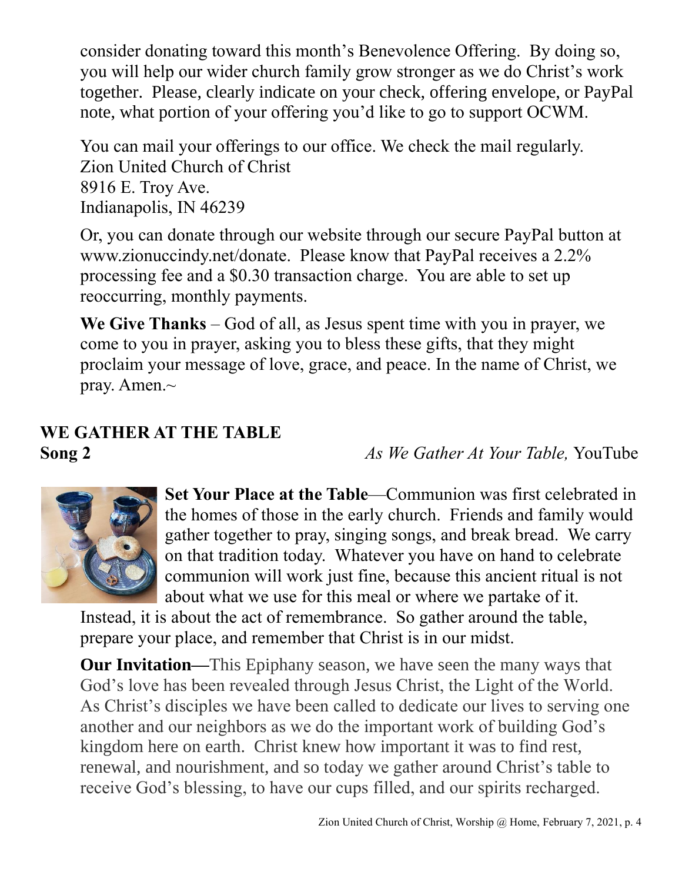consider donating toward this month's Benevolence Offering. By doing so, you will help our wider church family grow stronger as we do Christ's work together. Please, clearly indicate on your check, offering envelope, or PayPal note, what portion of your offering you'd like to go to support OCWM.

You can mail your offerings to our office. We check the mail regularly.
Zion United Church of Christ
8916 E. Troy Ave.
Indianapolis, IN 46239

Or, you can donate through our website through our secure PayPal button at www.zionuccindy.net/donate. Please know that PayPal receives a 2.2% processing fee and a $0.30 transaction charge. You are able to set up reoccurring, monthly payments.

**We Give Thanks** – God of all, as Jesus spent time with you in prayer, we come to you in prayer, asking you to bless these gifts, that they might proclaim your message of love, grace, and peace. In the name of Christ, we pray. Amen.~

## WE GATHER AT THE TABLE

**Song 2** *As We Gather At Your Table,* YouTube

**Set Your Place at the Table**—Communion was first celebrated in the homes of those in the early church. Friends and family would gather together to pray, singing songs, and break bread. We carry on that tradition today. Whatever you have on hand to celebrate communion will work just fine, because this ancient ritual is not about what we use for this meal or where we partake of it. Instead, it is about the act of remembrance. So gather around the table, prepare your place, and remember that Christ is in our midst.

**Our Invitation—**This Epiphany season, we have seen the many ways that God's love has been revealed through Jesus Christ, the Light of the World. As Christ's disciples we have been called to dedicate our lives to serving one another and our neighbors as we do the important work of building God's kingdom here on earth. Christ knew how important it was to find rest, renewal, and nourishment, and so today we gather around Christ's table to receive God's blessing, to have our cups filled, and our spirits recharged.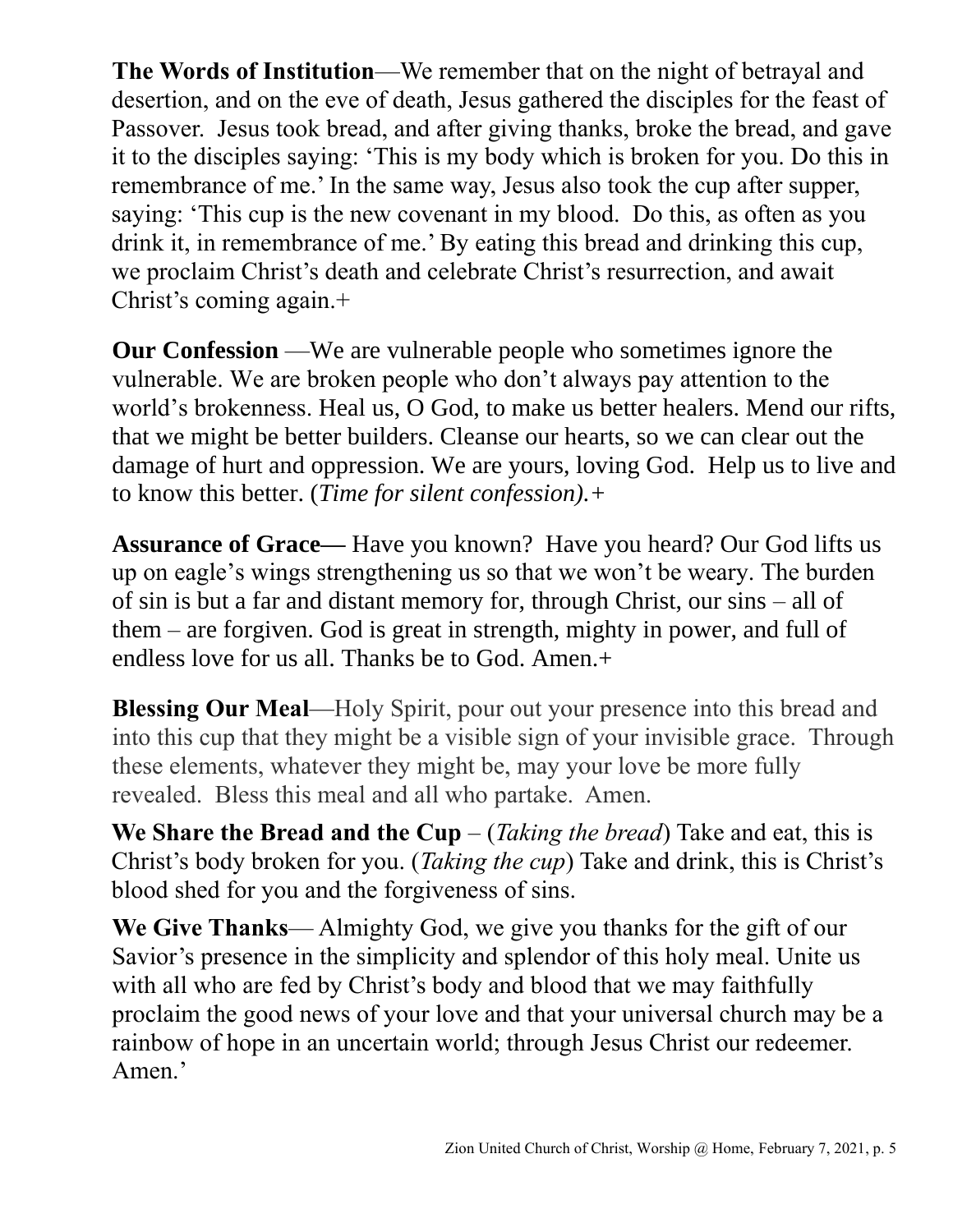**The Words of Institution**—We remember that on the night of betrayal and desertion, and on the eve of death, Jesus gathered the disciples for the feast of Passover. Jesus took bread, and after giving thanks, broke the bread, and gave it to the disciples saying: 'This is my body which is broken for you. Do this in remembrance of me.' In the same way, Jesus also took the cup after supper, saying: 'This cup is the new covenant in my blood. Do this, as often as you drink it, in remembrance of me.' By eating this bread and drinking this cup, we proclaim Christ's death and celebrate Christ's resurrection, and await Christ's coming again.+

**Our Confession** —We are vulnerable people who sometimes ignore the vulnerable. We are broken people who don't always pay attention to the world's brokenness. Heal us, O God, to make us better healers. Mend our rifts, that we might be better builders. Cleanse our hearts, so we can clear out the damage of hurt and oppression. We are yours, loving God. Help us to live and to know this better. (*Time for silent confession).+*

**Assurance of Grace—** Have you known? Have you heard? Our God lifts us up on eagle's wings strengthening us so that we won't be weary. The burden of sin is but a far and distant memory for, through Christ, our sins – all of them – are forgiven. God is great in strength, mighty in power, and full of endless love for us all. Thanks be to God. Amen.+

**Blessing Our Meal**—Holy Spirit, pour out your presence into this bread and into this cup that they might be a visible sign of your invisible grace. Through these elements, whatever they might be, may your love be more fully revealed. Bless this meal and all who partake. Amen.

**We Share the Bread and the Cup** – (*Taking the bread*) Take and eat, this is Christ's body broken for you. (*Taking the cup*) Take and drink, this is Christ's blood shed for you and the forgiveness of sins.

**We Give Thanks**— Almighty God, we give you thanks for the gift of our Savior's presence in the simplicity and splendor of this holy meal. Unite us with all who are fed by Christ's body and blood that we may faithfully proclaim the good news of your love and that your universal church may be a rainbow of hope in an uncertain world; through Jesus Christ our redeemer. Amen.'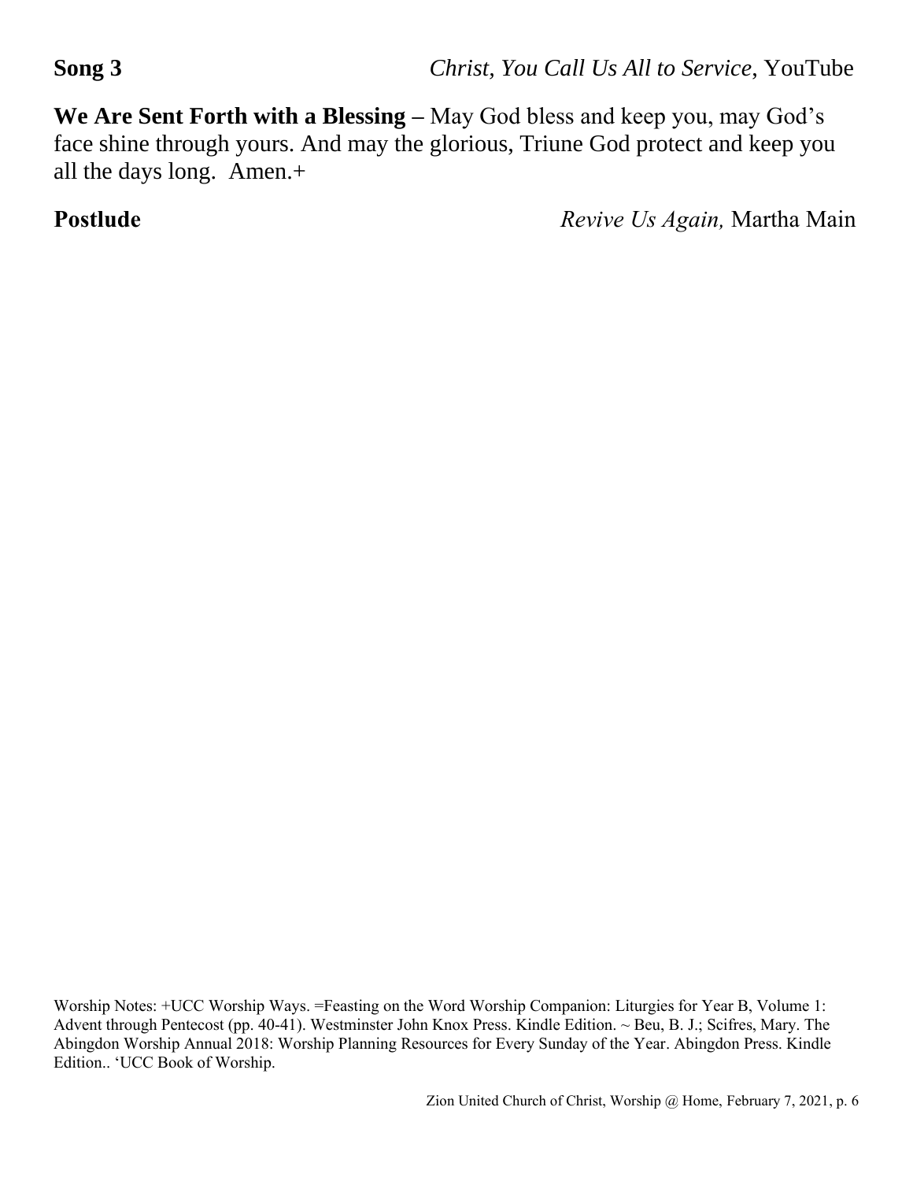**Song 3** *Christ, You Call Us All to Service,* YouTube

**We Are Sent Forth with a Blessing –** May God bless and keep you, may God's face shine through yours. And may the glorious, Triune God protect and keep you all the days long. Amen.+

**Postlude** *Revive Us Again,* Martha Main

Worship Notes: +UCC Worship Ways. =Feasting on the Word Worship Companion: Liturgies for Year B, Volume 1: Advent through Pentecost (pp. 40-41). Westminster John Knox Press. Kindle Edition. ~ Beu, B. J.; Scifres, Mary. The Abingdon Worship Annual 2018: Worship Planning Resources for Every Sunday of the Year. Abingdon Press. Kindle Edition.. 'UCC Book of Worship.